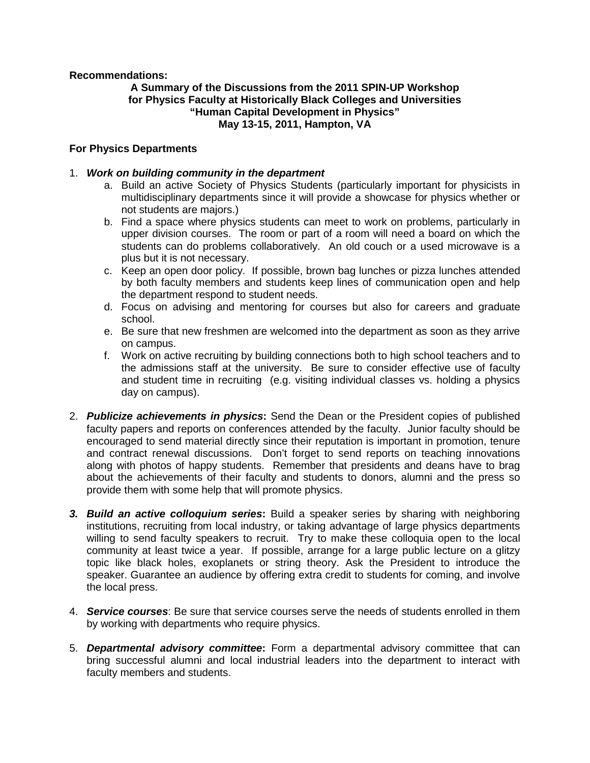**Recommendations:**

## A Summary of the Discussions from the 2011 SPIN-UP Workshop for Physics Faculty at Historically Black Colleges and Universities "Human Capital Development in Physics" May 13-15, 2011, Hampton, VA

### For Physics Departments

1. ***Work on building community in the department***
   a. Build an active Society of Physics Students (particularly important for physicists in multidisciplinary departments since it will provide a showcase for physics whether or not students are majors.)
   b. Find a space where physics students can meet to work on problems, particularly in upper division courses. The room or part of a room will need a board on which the students can do problems collaboratively. An old couch or a used microwave is a plus but it is not necessary.
   c. Keep an open door policy. If possible, brown bag lunches or pizza lunches attended by both faculty members and students keep lines of communication open and help the department respond to student needs.
   d. Focus on advising and mentoring for courses but also for careers and graduate school.
   e. Be sure that new freshmen are welcomed into the department as soon as they arrive on campus.
   f. Work on active recruiting by building connections both to high school teachers and to the admissions staff at the university. Be sure to consider effective use of faculty and student time in recruiting (e.g. visiting individual classes vs. holding a physics day on campus).

2. ***Publicize achievements in physics*:** Send the Dean or the President copies of published faculty papers and reports on conferences attended by the faculty. Junior faculty should be encouraged to send material directly since their reputation is important in promotion, tenure and contract renewal discussions. Don't forget to send reports on teaching innovations along with photos of happy students. Remember that presidents and deans have to brag about the achievements of their faculty and students to donors, alumni and the press so provide them with some help that will promote physics.

3. ***Build an active colloquium series*:** Build a speaker series by sharing with neighboring institutions, recruiting from local industry, or taking advantage of large physics departments willing to send faculty speakers to recruit. Try to make these colloquia open to the local community at least twice a year. If possible, arrange for a large public lecture on a glitzy topic like black holes, exoplanets or string theory. Ask the President to introduce the speaker. Guarantee an audience by offering extra credit to students for coming, and involve the local press.

4. ***Service courses***: Be sure that service courses serve the needs of students enrolled in them by working with departments who require physics.

5. ***Departmental advisory committee*:** Form a departmental advisory committee that can bring successful alumni and local industrial leaders into the department to interact with faculty members and students.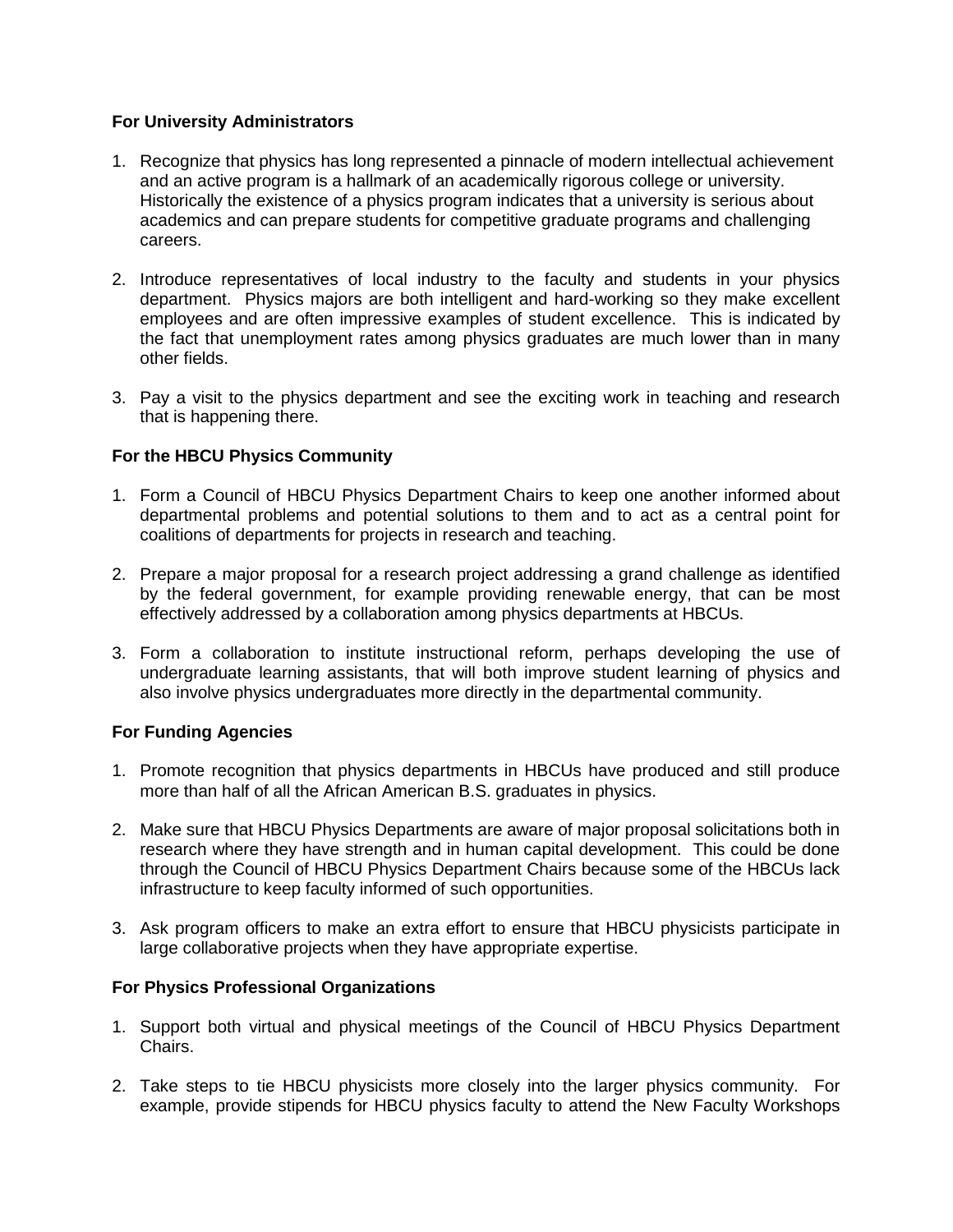**For University Administrators**

1. Recognize that physics has long represented a pinnacle of modern intellectual achievement and an active program is a hallmark of an academically rigorous college or university. Historically the existence of a physics program indicates that a university is serious about academics and can prepare students for competitive graduate programs and challenging careers.

2. Introduce representatives of local industry to the faculty and students in your physics department. Physics majors are both intelligent and hard-working so they make excellent employees and are often impressive examples of student excellence. This is indicated by the fact that unemployment rates among physics graduates are much lower than in many other fields.

3. Pay a visit to the physics department and see the exciting work in teaching and research that is happening there.

**For the HBCU Physics Community**

1. Form a Council of HBCU Physics Department Chairs to keep one another informed about departmental problems and potential solutions to them and to act as a central point for coalitions of departments for projects in research and teaching.

2. Prepare a major proposal for a research project addressing a grand challenge as identified by the federal government, for example providing renewable energy, that can be most effectively addressed by a collaboration among physics departments at HBCUs.

3. Form a collaboration to institute instructional reform, perhaps developing the use of undergraduate learning assistants, that will both improve student learning of physics and also involve physics undergraduates more directly in the departmental community.

**For Funding Agencies**

1. Promote recognition that physics departments in HBCUs have produced and still produce more than half of all the African American B.S. graduates in physics.

2. Make sure that HBCU Physics Departments are aware of major proposal solicitations both in research where they have strength and in human capital development. This could be done through the Council of HBCU Physics Department Chairs because some of the HBCUs lack infrastructure to keep faculty informed of such opportunities.

3. Ask program officers to make an extra effort to ensure that HBCU physicists participate in large collaborative projects when they have appropriate expertise.

**For Physics Professional Organizations**

1. Support both virtual and physical meetings of the Council of HBCU Physics Department Chairs.

2. Take steps to tie HBCU physicists more closely into the larger physics community. For example, provide stipends for HBCU physics faculty to attend the New Faculty Workshops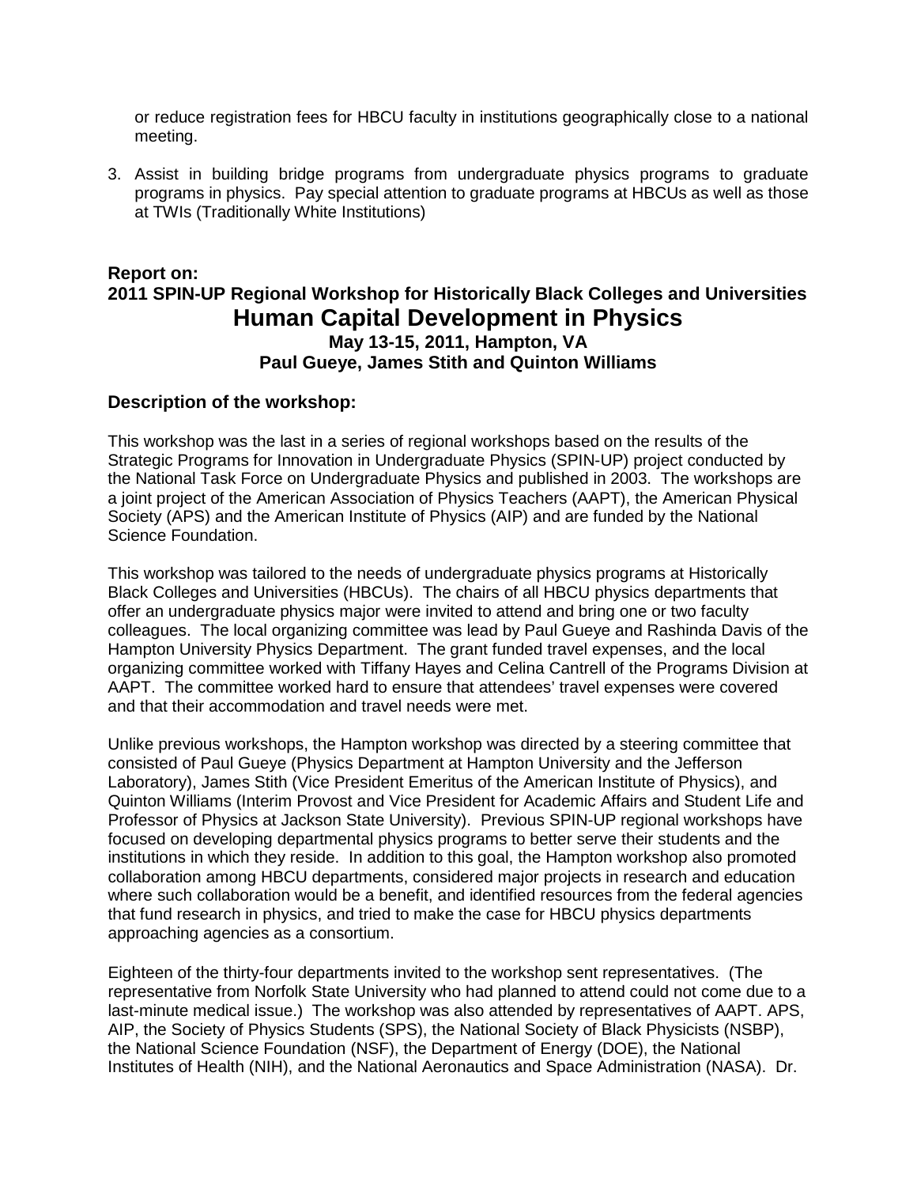or reduce registration fees for HBCU faculty in institutions geographically close to a national meeting.

3. Assist in building bridge programs from undergraduate physics programs to graduate programs in physics. Pay special attention to graduate programs at HBCUs as well as those at TWIs (Traditionally White Institutions)

## Report on:
## 2011 SPIN-UP Regional Workshop for Historically Black Colleges and Universities
# Human Capital Development in Physics
### May 13-15, 2011, Hampton, VA
### Paul Gueye, James Stith and Quinton Williams

### Description of the workshop:

This workshop was the last in a series of regional workshops based on the results of the Strategic Programs for Innovation in Undergraduate Physics (SPIN-UP) project conducted by the National Task Force on Undergraduate Physics and published in 2003. The workshops are a joint project of the American Association of Physics Teachers (AAPT), the American Physical Society (APS) and the American Institute of Physics (AIP) and are funded by the National Science Foundation.

This workshop was tailored to the needs of undergraduate physics programs at Historically Black Colleges and Universities (HBCUs). The chairs of all HBCU physics departments that offer an undergraduate physics major were invited to attend and bring one or two faculty colleagues. The local organizing committee was lead by Paul Gueye and Rashinda Davis of the Hampton University Physics Department. The grant funded travel expenses, and the local organizing committee worked with Tiffany Hayes and Celina Cantrell of the Programs Division at AAPT. The committee worked hard to ensure that attendees' travel expenses were covered and that their accommodation and travel needs were met.

Unlike previous workshops, the Hampton workshop was directed by a steering committee that consisted of Paul Gueye (Physics Department at Hampton University and the Jefferson Laboratory), James Stith (Vice President Emeritus of the American Institute of Physics), and Quinton Williams (Interim Provost and Vice President for Academic Affairs and Student Life and Professor of Physics at Jackson State University). Previous SPIN-UP regional workshops have focused on developing departmental physics programs to better serve their students and the institutions in which they reside. In addition to this goal, the Hampton workshop also promoted collaboration among HBCU departments, considered major projects in research and education where such collaboration would be a benefit, and identified resources from the federal agencies that fund research in physics, and tried to make the case for HBCU physics departments approaching agencies as a consortium.

Eighteen of the thirty-four departments invited to the workshop sent representatives. (The representative from Norfolk State University who had planned to attend could not come due to a last-minute medical issue.) The workshop was also attended by representatives of AAPT. APS, AIP, the Society of Physics Students (SPS), the National Society of Black Physicists (NSBP), the National Science Foundation (NSF), the Department of Energy (DOE), the National Institutes of Health (NIH), and the National Aeronautics and Space Administration (NASA). Dr.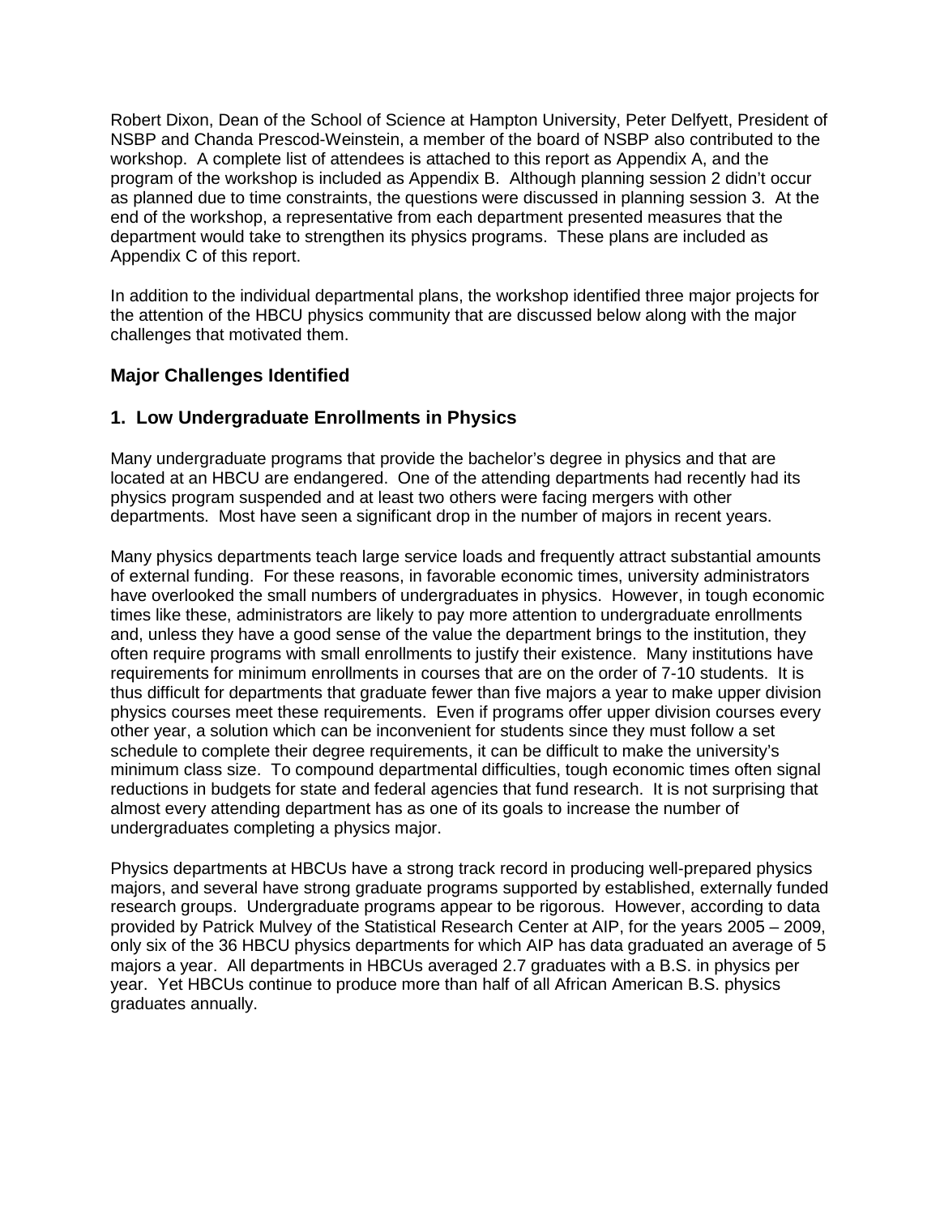Robert Dixon, Dean of the School of Science at Hampton University, Peter Delfyett, President of NSBP and Chanda Prescod-Weinstein, a member of the board of NSBP also contributed to the workshop. A complete list of attendees is attached to this report as Appendix A, and the program of the workshop is included as Appendix B. Although planning session 2 didn't occur as planned due to time constraints, the questions were discussed in planning session 3. At the end of the workshop, a representative from each department presented measures that the department would take to strengthen its physics programs. These plans are included as Appendix C of this report.

In addition to the individual departmental plans, the workshop identified three major projects for the attention of the HBCU physics community that are discussed below along with the major challenges that motivated them.

## Major Challenges Identified

### 1. Low Undergraduate Enrollments in Physics

Many undergraduate programs that provide the bachelor's degree in physics and that are located at an HBCU are endangered. One of the attending departments had recently had its physics program suspended and at least two others were facing mergers with other departments. Most have seen a significant drop in the number of majors in recent years.

Many physics departments teach large service loads and frequently attract substantial amounts of external funding. For these reasons, in favorable economic times, university administrators have overlooked the small numbers of undergraduates in physics. However, in tough economic times like these, administrators are likely to pay more attention to undergraduate enrollments and, unless they have a good sense of the value the department brings to the institution, they often require programs with small enrollments to justify their existence. Many institutions have requirements for minimum enrollments in courses that are on the order of 7-10 students. It is thus difficult for departments that graduate fewer than five majors a year to make upper division physics courses meet these requirements. Even if programs offer upper division courses every other year, a solution which can be inconvenient for students since they must follow a set schedule to complete their degree requirements, it can be difficult to make the university's minimum class size. To compound departmental difficulties, tough economic times often signal reductions in budgets for state and federal agencies that fund research. It is not surprising that almost every attending department has as one of its goals to increase the number of undergraduates completing a physics major.

Physics departments at HBCUs have a strong track record in producing well-prepared physics majors, and several have strong graduate programs supported by established, externally funded research groups. Undergraduate programs appear to be rigorous. However, according to data provided by Patrick Mulvey of the Statistical Research Center at AIP, for the years 2005 – 2009, only six of the 36 HBCU physics departments for which AIP has data graduated an average of 5 majors a year. All departments in HBCUs averaged 2.7 graduates with a B.S. in physics per year. Yet HBCUs continue to produce more than half of all African American B.S. physics graduates annually.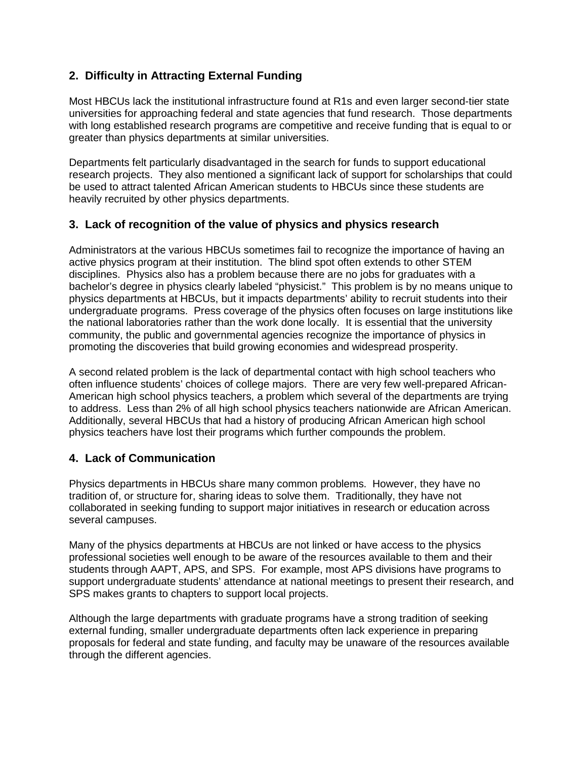## 2. Difficulty in Attracting External Funding

Most HBCUs lack the institutional infrastructure found at R1s and even larger second-tier state universities for approaching federal and state agencies that fund research. Those departments with long established research programs are competitive and receive funding that is equal to or greater than physics departments at similar universities.

Departments felt particularly disadvantaged in the search for funds to support educational research projects. They also mentioned a significant lack of support for scholarships that could be used to attract talented African American students to HBCUs since these students are heavily recruited by other physics departments.

## 3. Lack of recognition of the value of physics and physics research

Administrators at the various HBCUs sometimes fail to recognize the importance of having an active physics program at their institution. The blind spot often extends to other STEM disciplines. Physics also has a problem because there are no jobs for graduates with a bachelor's degree in physics clearly labeled "physicist." This problem is by no means unique to physics departments at HBCUs, but it impacts departments' ability to recruit students into their undergraduate programs. Press coverage of the physics often focuses on large institutions like the national laboratories rather than the work done locally. It is essential that the university community, the public and governmental agencies recognize the importance of physics in promoting the discoveries that build growing economies and widespread prosperity.

A second related problem is the lack of departmental contact with high school teachers who often influence students' choices of college majors. There are very few well-prepared African-American high school physics teachers, a problem which several of the departments are trying to address. Less than 2% of all high school physics teachers nationwide are African American. Additionally, several HBCUs that had a history of producing African American high school physics teachers have lost their programs which further compounds the problem.

## 4. Lack of Communication

Physics departments in HBCUs share many common problems. However, they have no tradition of, or structure for, sharing ideas to solve them. Traditionally, they have not collaborated in seeking funding to support major initiatives in research or education across several campuses.

Many of the physics departments at HBCUs are not linked or have access to the physics professional societies well enough to be aware of the resources available to them and their students through AAPT, APS, and SPS. For example, most APS divisions have programs to support undergraduate students' attendance at national meetings to present their research, and SPS makes grants to chapters to support local projects.

Although the large departments with graduate programs have a strong tradition of seeking external funding, smaller undergraduate departments often lack experience in preparing proposals for federal and state funding, and faculty may be unaware of the resources available through the different agencies.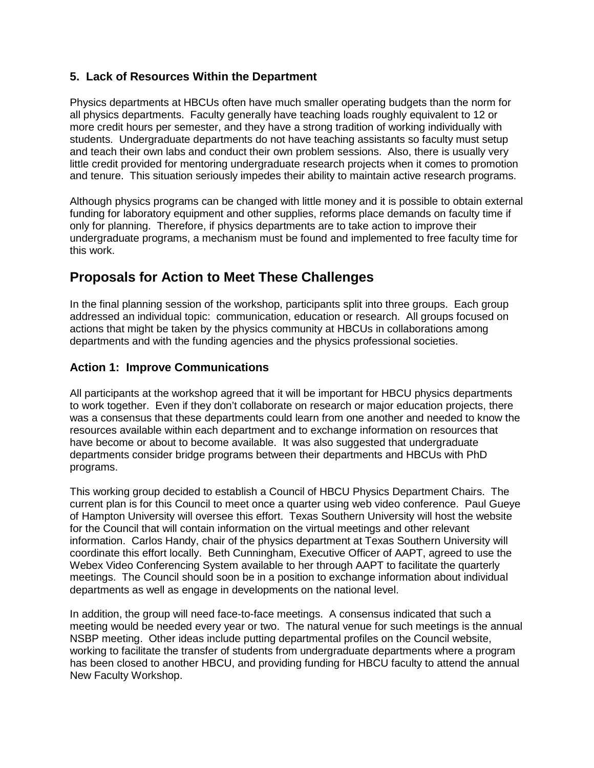### 5. Lack of Resources Within the Department

Physics departments at HBCUs often have much smaller operating budgets than the norm for all physics departments. Faculty generally have teaching loads roughly equivalent to 12 or more credit hours per semester, and they have a strong tradition of working individually with students. Undergraduate departments do not have teaching assistants so faculty must setup and teach their own labs and conduct their own problem sessions. Also, there is usually very little credit provided for mentoring undergraduate research projects when it comes to promotion and tenure. This situation seriously impedes their ability to maintain active research programs.

Although physics programs can be changed with little money and it is possible to obtain external funding for laboratory equipment and other supplies, reforms place demands on faculty time if only for planning. Therefore, if physics departments are to take action to improve their undergraduate programs, a mechanism must be found and implemented to free faculty time for this work.

## Proposals for Action to Meet These Challenges

In the final planning session of the workshop, participants split into three groups. Each group addressed an individual topic: communication, education or research. All groups focused on actions that might be taken by the physics community at HBCUs in collaborations among departments and with the funding agencies and the physics professional societies.

### Action 1: Improve Communications

All participants at the workshop agreed that it will be important for HBCU physics departments to work together. Even if they don't collaborate on research or major education projects, there was a consensus that these departments could learn from one another and needed to know the resources available within each department and to exchange information on resources that have become or about to become available. It was also suggested that undergraduate departments consider bridge programs between their departments and HBCUs with PhD programs.

This working group decided to establish a Council of HBCU Physics Department Chairs. The current plan is for this Council to meet once a quarter using web video conference. Paul Gueye of Hampton University will oversee this effort. Texas Southern University will host the website for the Council that will contain information on the virtual meetings and other relevant information. Carlos Handy, chair of the physics department at Texas Southern University will coordinate this effort locally. Beth Cunningham, Executive Officer of AAPT, agreed to use the Webex Video Conferencing System available to her through AAPT to facilitate the quarterly meetings. The Council should soon be in a position to exchange information about individual departments as well as engage in developments on the national level.

In addition, the group will need face-to-face meetings. A consensus indicated that such a meeting would be needed every year or two. The natural venue for such meetings is the annual NSBP meeting. Other ideas include putting departmental profiles on the Council website, working to facilitate the transfer of students from undergraduate departments where a program has been closed to another HBCU, and providing funding for HBCU faculty to attend the annual New Faculty Workshop.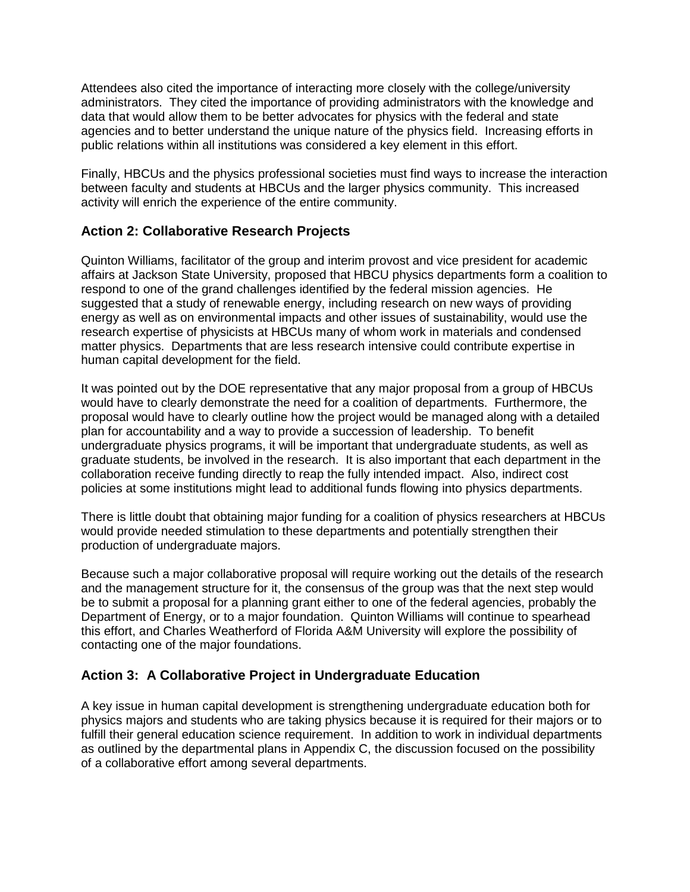Attendees also cited the importance of interacting more closely with the college/university administrators. They cited the importance of providing administrators with the knowledge and data that would allow them to be better advocates for physics with the federal and state agencies and to better understand the unique nature of the physics field. Increasing efforts in public relations within all institutions was considered a key element in this effort.

Finally, HBCUs and the physics professional societies must find ways to increase the interaction between faculty and students at HBCUs and the larger physics community. This increased activity will enrich the experience of the entire community.

### Action 2: Collaborative Research Projects

Quinton Williams, facilitator of the group and interim provost and vice president for academic affairs at Jackson State University, proposed that HBCU physics departments form a coalition to respond to one of the grand challenges identified by the federal mission agencies. He suggested that a study of renewable energy, including research on new ways of providing energy as well as on environmental impacts and other issues of sustainability, would use the research expertise of physicists at HBCUs many of whom work in materials and condensed matter physics. Departments that are less research intensive could contribute expertise in human capital development for the field.

It was pointed out by the DOE representative that any major proposal from a group of HBCUs would have to clearly demonstrate the need for a coalition of departments. Furthermore, the proposal would have to clearly outline how the project would be managed along with a detailed plan for accountability and a way to provide a succession of leadership. To benefit undergraduate physics programs, it will be important that undergraduate students, as well as graduate students, be involved in the research. It is also important that each department in the collaboration receive funding directly to reap the fully intended impact. Also, indirect cost policies at some institutions might lead to additional funds flowing into physics departments.

There is little doubt that obtaining major funding for a coalition of physics researchers at HBCUs would provide needed stimulation to these departments and potentially strengthen their production of undergraduate majors.

Because such a major collaborative proposal will require working out the details of the research and the management structure for it, the consensus of the group was that the next step would be to submit a proposal for a planning grant either to one of the federal agencies, probably the Department of Energy, or to a major foundation. Quinton Williams will continue to spearhead this effort, and Charles Weatherford of Florida A&M University will explore the possibility of contacting one of the major foundations.

### Action 3: A Collaborative Project in Undergraduate Education

A key issue in human capital development is strengthening undergraduate education both for physics majors and students who are taking physics because it is required for their majors or to fulfill their general education science requirement. In addition to work in individual departments as outlined by the departmental plans in Appendix C, the discussion focused on the possibility of a collaborative effort among several departments.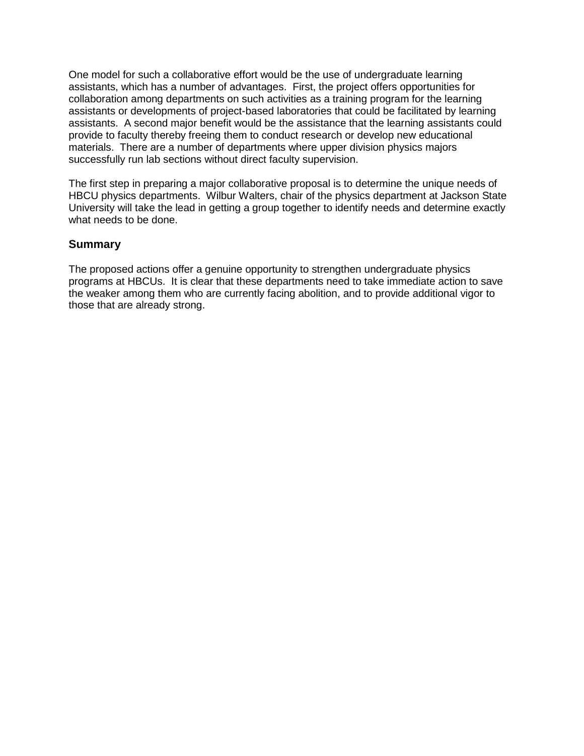One model for such a collaborative effort would be the use of undergraduate learning assistants, which has a number of advantages. First, the project offers opportunities for collaboration among departments on such activities as a training program for the learning assistants or developments of project-based laboratories that could be facilitated by learning assistants. A second major benefit would be the assistance that the learning assistants could provide to faculty thereby freeing them to conduct research or develop new educational materials. There are a number of departments where upper division physics majors successfully run lab sections without direct faculty supervision.

The first step in preparing a major collaborative proposal is to determine the unique needs of HBCU physics departments. Wilbur Walters, chair of the physics department at Jackson State University will take the lead in getting a group together to identify needs and determine exactly what needs to be done.

## Summary

The proposed actions offer a genuine opportunity to strengthen undergraduate physics programs at HBCUs. It is clear that these departments need to take immediate action to save the weaker among them who are currently facing abolition, and to provide additional vigor to those that are already strong.